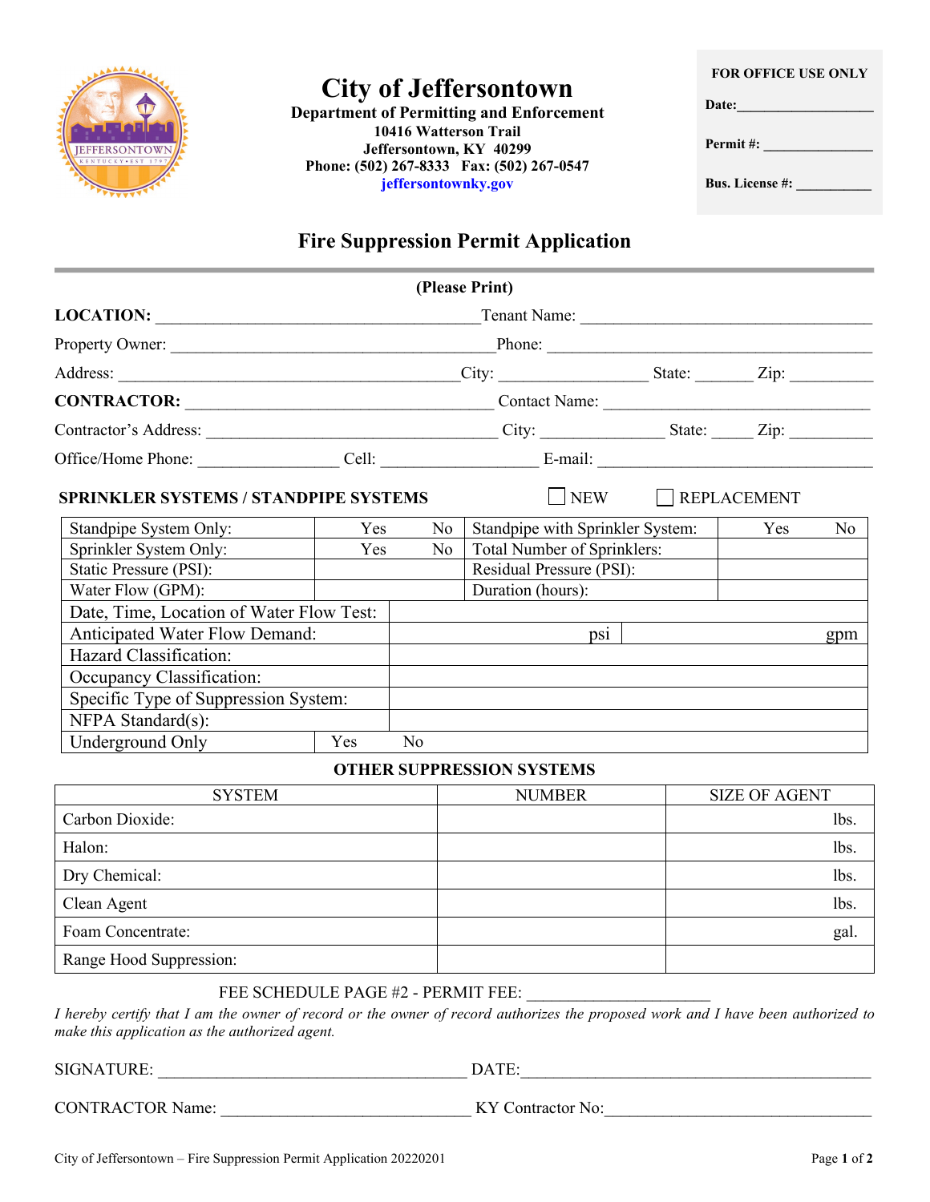# City of Jeffersontown

**Department of Permitting and Enforcement**
**10416 Watterson Trail**
**Jeffersontown, KY 40299**
**Phone: (502) 267-8333 Fax: (502) 267-0547**
**jeffersontownky.gov**

**FOR OFFICE USE ONLY**

**Date:**___________________

**Permit #:** _______________

**Bus. License #:** __________

## Fire Suppression Permit Application

**(Please Print)**

**LOCATION:** ______________________________________ Tenant Name: ___________________________________

Property Owner: ______________________________________ Phone: ______________________________________

Address: ________________________________________ City: _________________ State: _______ Zip: __________

**CONTRACTOR:** ____________________________________ Contact Name: _________________________________

Contractor's Address: _________________________________ City: ______________ State: _____ Zip: __________

Office/Home Phone: ________________ Cell: __________________ E-mail: ________________________________

**SPRINKLER SYSTEMS / STANDPIPE SYSTEMS** ☐ NEW ☐ REPLACEMENT

| | | | |
|---|---|---|---|
| Standpipe System Only: | Yes No | Standpipe with Sprinkler System: | Yes No |
| Sprinkler System Only: | Yes No | Total Number of Sprinklers: | |
| Static Pressure (PSI): | | Residual Pressure (PSI): | |
| Water Flow (GPM): | | Duration (hours): | |
| Date, Time, Location of Water Flow Test: | | | |
| Anticipated Water Flow Demand: | psi | gpm | |
| Hazard Classification: | | | |
| Occupancy Classification: | | | |
| Specific Type of Suppression System: | | | |
| NFPA Standard(s): | | | |
| Underground Only | Yes No | | |

**OTHER SUPPRESSION SYSTEMS**

| SYSTEM | NUMBER | SIZE OF AGENT |
|---|---|---|
| Carbon Dioxide: | | lbs. |
| Halon: | | lbs. |
| Dry Chemical: | | lbs. |
| Clean Agent | | lbs. |
| Foam Concentrate: | | gal. |
| Range Hood Suppression: | | |

FEE SCHEDULE PAGE #2 - PERMIT FEE: ______________________

*I hereby certify that I am the owner of record or the owner of record authorizes the proposed work and I have been authorized to make this application as the authorized agent.*

SIGNATURE: ______________________________________ DATE:____________________________________________

CONTRACTOR Name: ______________________________ KY Contractor No:________________________________

City of Jeffersontown – Fire Suppression Permit Application 20220201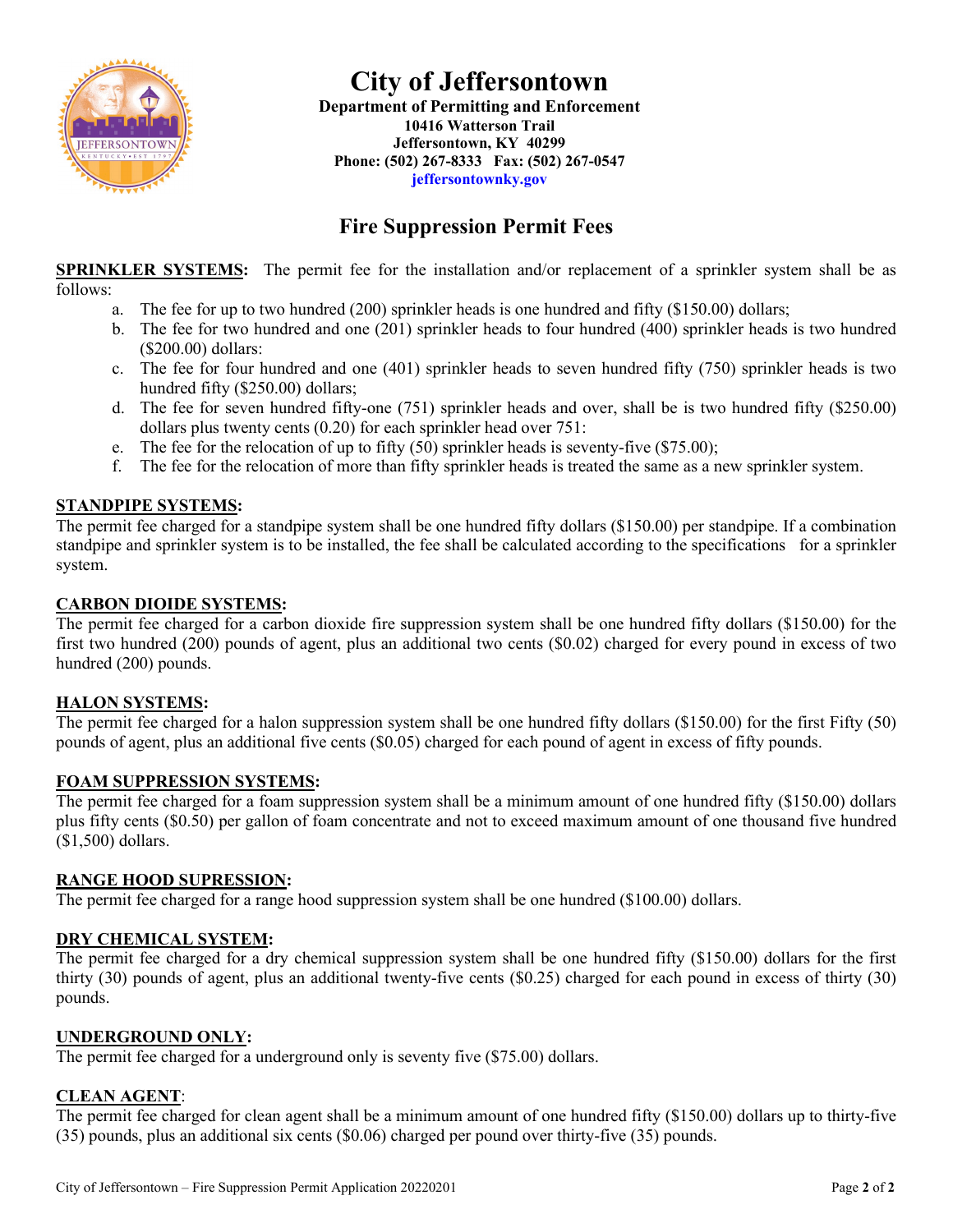# City of Jeffersontown

**Department of Permitting and Enforcement**
**10416 Watterson Trail**
**Jeffersontown, KY 40299**
**Phone: (502) 267-8333 Fax: (502) 267-0547**
**jeffersontownky.gov**

## Fire Suppression Permit Fees

**SPRINKLER SYSTEMS:** The permit fee for the installation and/or replacement of a sprinkler system shall be as follows:

a. The fee for up to two hundred (200) sprinkler heads is one hundred and fifty ($150.00) dollars;
b. The fee for two hundred and one (201) sprinkler heads to four hundred (400) sprinkler heads is two hundred ($200.00) dollars:
c. The fee for four hundred and one (401) sprinkler heads to seven hundred fifty (750) sprinkler heads is two hundred fifty ($250.00) dollars;
d. The fee for seven hundred fifty-one (751) sprinkler heads and over, shall be is two hundred fifty ($250.00) dollars plus twenty cents (0.20) for each sprinkler head over 751:
e. The fee for the relocation of up to fifty (50) sprinkler heads is seventy-five ($75.00);
f. The fee for the relocation of more than fifty sprinkler heads is treated the same as a new sprinkler system.

**STANDPIPE SYSTEMS:**
The permit fee charged for a standpipe system shall be one hundred fifty dollars ($150.00) per standpipe. If a combination standpipe and sprinkler system is to be installed, the fee shall be calculated according to the specifications for a sprinkler system.

**CARBON DIOIDE SYSTEMS:**
The permit fee charged for a carbon dioxide fire suppression system shall be one hundred fifty dollars ($150.00) for the first two hundred (200) pounds of agent, plus an additional two cents ($0.02) charged for every pound in excess of two hundred (200) pounds.

**HALON SYSTEMS:**
The permit fee charged for a halon suppression system shall be one hundred fifty dollars ($150.00) for the first Fifty (50) pounds of agent, plus an additional five cents ($0.05) charged for each pound of agent in excess of fifty pounds.

**FOAM SUPPRESSION SYSTEMS:**
The permit fee charged for a foam suppression system shall be a minimum amount of one hundred fifty ($150.00) dollars plus fifty cents ($0.50) per gallon of foam concentrate and not to exceed maximum amount of one thousand five hundred ($1,500) dollars.

**RANGE HOOD SUPRESSION:**
The permit fee charged for a range hood suppression system shall be one hundred ($100.00) dollars.

**DRY CHEMICAL SYSTEM:**
The permit fee charged for a dry chemical suppression system shall be one hundred fifty ($150.00) dollars for the first thirty (30) pounds of agent, plus an additional twenty-five cents ($0.25) charged for each pound in excess of thirty (30) pounds.

**UNDERGROUND ONLY:**
The permit fee charged for a underground only is seventy five ($75.00) dollars.

**CLEAN AGENT**:
The permit fee charged for clean agent shall be a minimum amount of one hundred fifty ($150.00) dollars up to thirty-five (35) pounds, plus an additional six cents ($0.06) charged per pound over thirty-five (35) pounds.